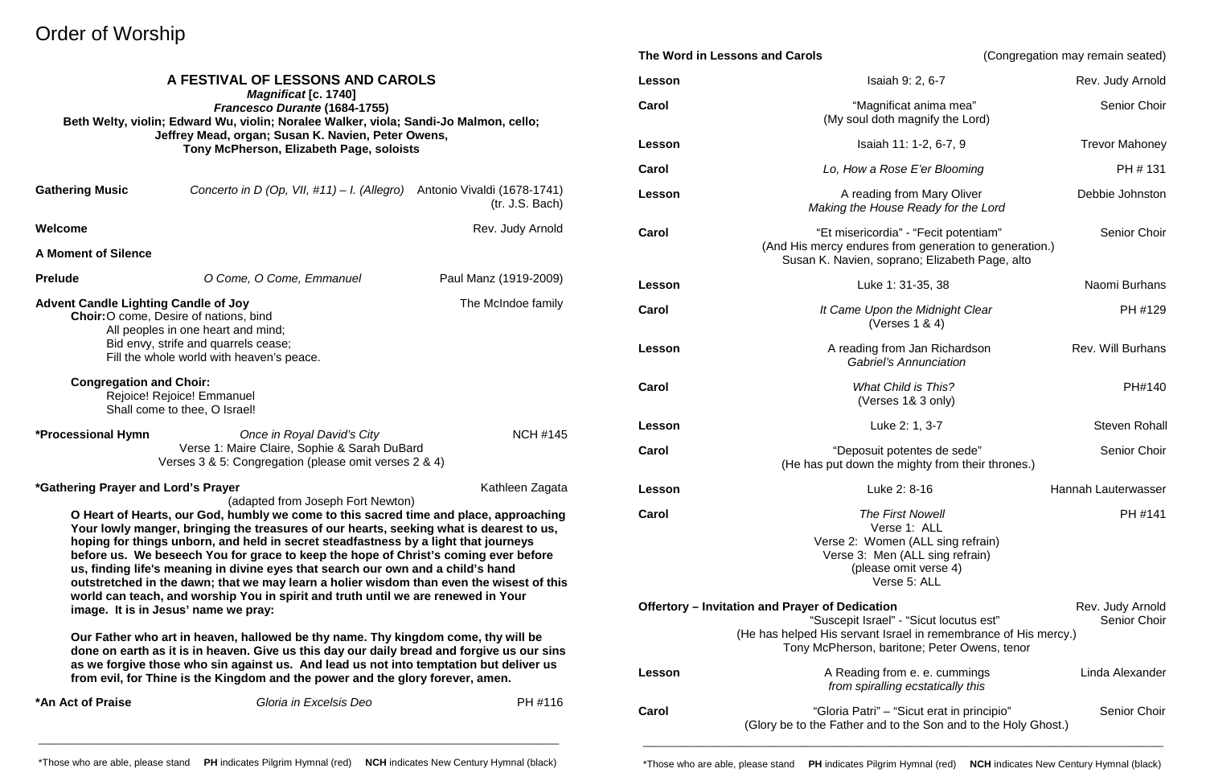# Order of Worship

## A FESTIVAL OF LESSONS AND CAROLS

***Magnificat* [c. 1740]**
***Francesco Durante* (1684-1755)**
**Beth Welty, violin; Edward Wu, violin; Noralee Walker, viola; Sandi-Jo Malmon, cello; Jeffrey Mead, organ; Susan K. Navien, Peter Owens, Tony McPherson, Elizabeth Page, soloists**

**Gathering Music** — *Concerto in D (Op, VII, #11) – I. (Allegro)* — Antonio Vivaldi (1678-1741) (tr. J.S. Bach)

**Welcome** — Rev. Judy Arnold

**A Moment of Silence**

**Prelude** — *O Come, O Come, Emmanuel* — Paul Manz (1919-2009)

**Advent Candle Lighting Candle of Joy** — The McIndoe family

**Choir:** O come, Desire of nations, bind
All peoples in one heart and mind;
Bid envy, strife and quarrels cease;
Fill the whole world with heaven's peace.

**Congregation and Choir:**
Rejoice! Rejoice! Emmanuel
Shall come to thee, O Israel!

**\*Processional Hymn** — *Once in Royal David's City* — NCH #145
Verse 1: Maire Claire, Sophie & Sarah DuBard
Verses 3 & 5: Congregation (please omit verses 2 & 4)

**\*Gathering Prayer and Lord's Prayer** — Kathleen Zagata
(adapted from Joseph Fort Newton)

**O Heart of Hearts, our God, humbly we come to this sacred time and place, approaching Your lowly manger, bringing the treasures of our hearts, seeking what is dearest to us, hoping for things unborn, and held in secret steadfastness by a light that journeys before us. We beseech You for grace to keep the hope of Christ's coming ever before us, finding life's meaning in divine eyes that search our own and a child's hand outstretched in the dawn; that we may learn a holier wisdom than even the wisest of this world can teach, and worship You in spirit and truth until we are renewed in Your image. It is in Jesus' name we pray:**

**Our Father who art in heaven, hallowed be thy name. Thy kingdom come, thy will be done on earth as it is in heaven. Give us this day our daily bread and forgive us our sins as we forgive those who sin against us. And lead us not into temptation but deliver us from evil, for Thine is the Kingdom and the power and the glory forever, amen.**

**\*An Act of Praise** — *Gloria in Excelsis Deo* — PH #116

**The Word in Lessons and Carols** (Congregation may remain seated)

**Lesson** — Isaiah 9: 2, 6-7 — Rev. Judy Arnold

**Carol** — "Magnificat anima mea" (My soul doth magnify the Lord) — Senior Choir

**Lesson** — Isaiah 11: 1-2, 6-7, 9 — Trevor Mahoney

**Carol** — *Lo, How a Rose E'er Blooming* — PH # 131

**Lesson** — A reading from Mary Oliver, *Making the House Ready for the Lord* — Debbie Johnston

**Carol** — "Et misericordia" - "Fecit potentiam" (And His mercy endures from generation to generation.) Susan K. Navien, soprano; Elizabeth Page, alto — Senior Choir

**Lesson** — Luke 1: 31-35, 38 — Naomi Burhans

**Carol** — *It Came Upon the Midnight Clear* (Verses 1 & 4) — PH #129

**Lesson** — A reading from Jan Richardson, *Gabriel's Annunciation* — Rev. Will Burhans

**Carol** — *What Child is This?* (Verses 1& 3 only) — PH#140

**Lesson** — Luke 2: 1, 3-7 — Steven Rohall

**Carol** — "Deposuit potentes de sede" (He has put down the mighty from their thrones.) — Senior Choir

**Lesson** — Luke 2: 8-16 — Hannah Lauterwasser

**Carol** — *The First Nowell* — PH #141
Verse 1: ALL
Verse 2: Women (ALL sing refrain)
Verse 3: Men (ALL sing refrain)
(please omit verse 4)
Verse 5: ALL

**Offertory – Invitation and Prayer of Dedication** — Rev. Judy Arnold
"Suscepit Israel" - "Sicut locutus est" — Senior Choir
(He has helped His servant Israel in remembrance of His mercy.)
Tony McPherson, baritone; Peter Owens, tenor

**Lesson** — A Reading from e. e. cummings, *from spiralling ecstatically this* — Linda Alexander

**Carol** — "Gloria Patri" – "Sicut erat in principio" (Glory be to the Father and to the Son and to the Holy Ghost.) — Senior Choir

---

\*Those who are able, please stand **PH** indicates Pilgrim Hymnal (red) **NCH** indicates New Century Hymnal (black)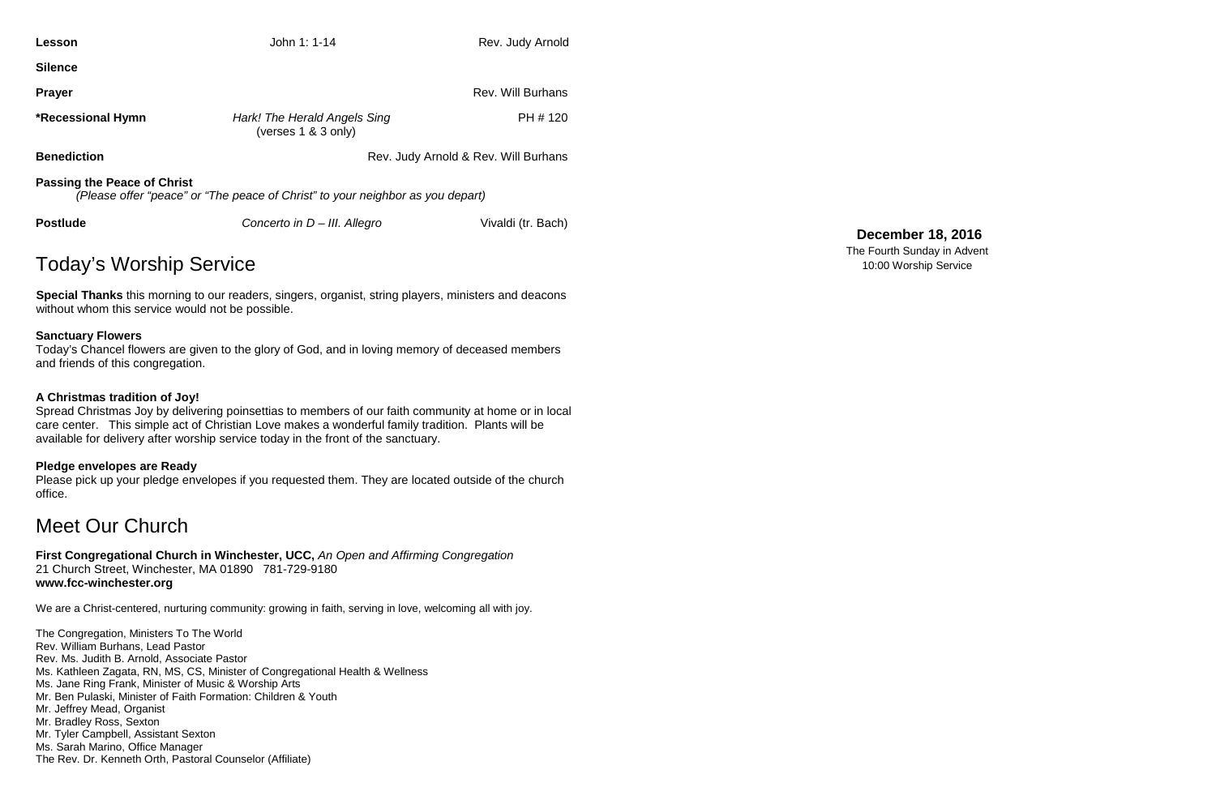| | | |
|---|---|---|
| **Lesson** | John 1: 1-14 | Rev. Judy Arnold |
| **Silence** | | |
| **Prayer** | | Rev. Will Burhans |
| **\*Recessional Hymn** | *Hark! The Herald Angels Sing* (verses 1 & 3 only) | PH # 120 |
| **Benediction** | | Rev. Judy Arnold & Rev. Will Burhans |

**Passing the Peace of Christ**
*(Please offer "peace" or "The peace of Christ" to your neighbor as you depart)*

| | | |
|---|---|---|
| **Postlude** | *Concerto in D – III. Allegro* | Vivaldi (tr. Bach) |

## Today's Worship Service

**Special Thanks** this morning to our readers, singers, organist, string players, ministers and deacons without whom this service would not be possible.

**Sanctuary Flowers**
Today's Chancel flowers are given to the glory of God, and in loving memory of deceased members and friends of this congregation.

**A Christmas tradition of Joy!**
Spread Christmas Joy by delivering poinsettias to members of our faith community at home or in local care center. This simple act of Christian Love makes a wonderful family tradition. Plants will be available for delivery after worship service today in the front of the sanctuary.

**Pledge envelopes are Ready**
Please pick up your pledge envelopes if you requested them. They are located outside of the church office.

## Meet Our Church

**First Congregational Church in Winchester, UCC,** *An Open and Affirming Congregation*
21 Church Street, Winchester, MA 01890 781-729-9180
**www.fcc-winchester.org**

We are a Christ-centered, nurturing community: growing in faith, serving in love, welcoming all with joy.

The Congregation, Ministers To The World
Rev. William Burhans, Lead Pastor
Rev. Ms. Judith B. Arnold, Associate Pastor
Ms. Kathleen Zagata, RN, MS, CS, Minister of Congregational Health & Wellness
Ms. Jane Ring Frank, Minister of Music & Worship Arts
Mr. Ben Pulaski, Minister of Faith Formation: Children & Youth
Mr. Jeffrey Mead, Organist
Mr. Bradley Ross, Sexton
Mr. Tyler Campbell, Assistant Sexton
Ms. Sarah Marino, Office Manager
The Rev. Dr. Kenneth Orth, Pastoral Counselor (Affiliate)

**December 18, 2016**
The Fourth Sunday in Advent
10:00 Worship Service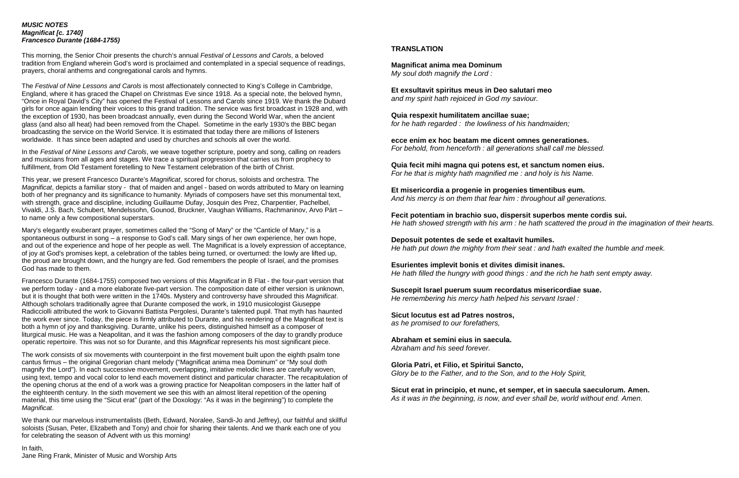***MUSIC NOTES***
***Magnificat [c. 1740]***
***Francesco Durante (1684-1755)***

This morning, the Senior Choir presents the church's annual *Festival of Lessons and Carols*, a beloved tradition from England wherein God's word is proclaimed and contemplated in a special sequence of readings, prayers, choral anthems and congregational carols and hymns.

The *Festival of Nine Lessons and Carols* is most affectionately connected to King's College in Cambridge, England, where it has graced the Chapel on Christmas Eve since 1918. As a special note, the beloved hymn, "Once in Royal David's City" has opened the Festival of Lessons and Carols since 1919. We thank the Dubard girls for once again lending their voices to this grand tradition. The service was first broadcast in 1928 and, with the exception of 1930, has been broadcast annually, even during the Second World War, when the ancient glass (and also all heat) had been removed from the Chapel. Sometime in the early 1930's the BBC began broadcasting the service on the World Service. It is estimated that today there are millions of listeners worldwide. It has since been adapted and used by churches and schools all over the world.

In the *Festival of Nine Lessons and Carols*, we weave together scripture, poetry and song, calling on readers and musicians from all ages and stages. We trace a spiritual progression that carries us from prophecy to fulfillment, from Old Testament foretelling to New Testament celebration of the birth of Christ.

This year, we present Francesco Durante's *Magnificat*, scored for chorus, soloists and orchestra. The *Magnificat*, depicts a familiar story - that of maiden and angel - based on words attributed to Mary on learning both of her pregnancy and its significance to humanity. Myriads of composers have set this monumental text, with strength, grace and discipline, including Guillaume Dufay, Josquin des Prez, Charpentier, Pachelbel, Vivaldi, J.S. Bach, Schubert, Mendelssohn, Gounod, Bruckner, Vaughan Williams, Rachmaninov, Arvo Pärt – to name only a few compositional superstars.

Mary's elegantly exuberant prayer, sometimes called the "Song of Mary" or the "Canticle of Mary," is a spontaneous outburst in song – a response to God's call. Mary sings of her own experience, her own hope, and out of the experience and hope of her people as well. The Magnificat is a lovely expression of acceptance, of joy at God's promises kept, a celebration of the tables being turned, or overturned: the lowly are lifted up, the proud are brought down, and the hungry are fed. God remembers the people of Israel, and the promises God has made to them.

Francesco Durante (1684-1755) composed two versions of this *Magnificat* in B Flat - the four-part version that we perform today - and a more elaborate five-part version. The composition date of either version is unknown, but it is thought that both were written in the 1740s. Mystery and controversy have shrouded this *Magnificat*. Although scholars traditionally agree that Durante composed the work, in 1910 musicologist Giuseppe Radicciolli attributed the work to Giovanni Battista Pergolesi, Durante's talented pupil. That myth has haunted the work ever since. Today, the piece is firmly attributed to Durante, and his rendering of the Magnificat text is both a hymn of joy and thanksgiving. Durante, unlike his peers, distinguished himself as a composer of liturgical music. He was a Neapolitan, and it was the fashion among composers of the day to grandly produce operatic repertoire. This was not so for Durante, and this *Magnificat* represents his most significant piece.

The work consists of six movements with counterpoint in the first movement built upon the eighth psalm tone cantus firmus – the original Gregorian chant melody ("Magnificat anima mea Dominum" or "My soul doth magnify the Lord"). In each successive movement, overlapping, imitative melodic lines are carefully woven, using text, tempo and vocal color to lend each movement distinct and particular character. The recapitulation of the opening chorus at the end of a work was a growing practice for Neapolitan composers in the latter half of the eighteenth century. In the sixth movement we see this with an almost literal repetition of the opening material, this time using the "Sicut erat" (part of the Doxology: "As it was in the beginning") to complete the *Magnificat*.

We thank our marvelous instrumentalists (Beth, Edward, Noralee, Sandi-Jo and Jeffrey), our faithful and skillful soloists (Susan, Peter, Elizabeth and Tony) and choir for sharing their talents. And we thank each one of you for celebrating the season of Advent with us this morning!

In faith,
Jane Ring Frank, Minister of Music and Worship Arts

**TRANSLATION**

**Magnificat anima mea Dominum**
*My soul doth magnify the Lord :*

**Et exsultavit spiritus meus in Deo salutari meo**
*and my spirit hath rejoiced in God my saviour.*

**Quia respexit humilitatem ancillae suae;**
*for he hath regarded : the lowliness of his handmaiden;*

**ecce enim ex hoc beatam me dicent omnes generationes.**
*For behold, from henceforth : all generations shall call me blessed.*

**Quia fecit mihi magna qui potens est, et sanctum nomen eius.**
*For he that is mighty hath magnified me : and holy is his Name.*

**Et misericordia a progenie in progenies timentibus eum.**
*And his mercy is on them that fear him : throughout all generations.*

**Fecit potentiam in brachio suo, dispersit superbos mente cordis sui.**
*He hath showed strength with his arm : he hath scattered the proud in the imagination of their hearts.*

**Deposuit potentes de sede et exaltavit humiles.**
*He hath put down the mighty from their seat : and hath exalted the humble and meek.*

**Esurientes implevit bonis et divites dimisit inanes.**
*He hath filled the hungry with good things : and the rich he hath sent empty away.*

**Suscepit Israel puerum suum recordatus misericordiae suae.**
*He remembering his mercy hath helped his servant Israel :*

**Sicut locutus est ad Patres nostros,**
*as he promised to our forefathers,*

**Abraham et semini eius in saecula.**
*Abraham and his seed forever.*

**Gloria Patri, et Filio, et Spiritui Sancto,**
*Glory be to the Father, and to the Son, and to the Holy Spirit,*

**Sicut erat in principio, et nunc, et semper, et in saecula saeculorum. Amen.**
*As it was in the beginning, is now, and ever shall be, world without end. Amen.*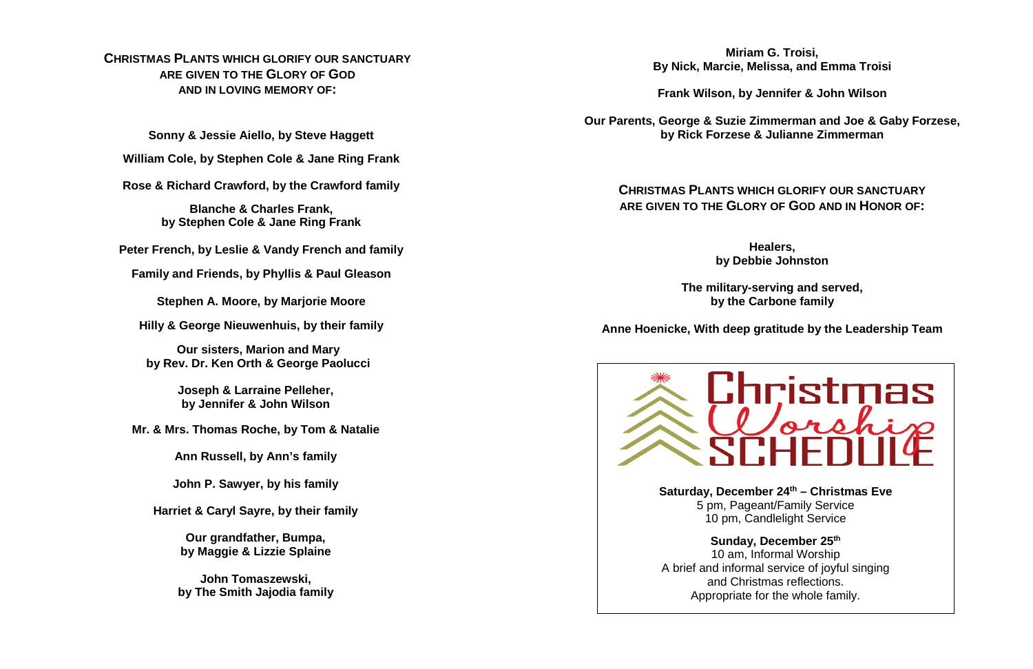## Christmas Plants which glorify our Sanctuary are given to the Glory of God and in loving memory of:

**Sonny & Jessie Aiello, by Steve Haggett**

**William Cole, by Stephen Cole & Jane Ring Frank**

**Rose & Richard Crawford, by the Crawford family**

**Blanche & Charles Frank, by Stephen Cole & Jane Ring Frank**

**Peter French, by Leslie & Vandy French and family**

**Family and Friends, by Phyllis & Paul Gleason**

**Stephen A. Moore, by Marjorie Moore**

**Hilly & George Nieuwenhuis, by their family**

**Our sisters, Marion and Mary by Rev. Dr. Ken Orth & George Paolucci**

**Joseph & Larraine Pelleher, by Jennifer & John Wilson**

**Mr. & Mrs. Thomas Roche, by Tom & Natalie**

**Ann Russell, by Ann's family**

**John P. Sawyer, by his family**

**Harriet & Caryl Sayre, by their family**

**Our grandfather, Bumpa, by Maggie & Lizzie Splaine**

**John Tomaszewski, by The Smith Jajodia family**

**Miriam G. Troisi, By Nick, Marcie, Melissa, and Emma Troisi**

**Frank Wilson, by Jennifer & John Wilson**

**Our Parents, George & Suzie Zimmerman and Joe & Gaby Forzese, by Rick Forzese & Julianne Zimmerman**

## Christmas Plants which glorify our Sanctuary are given to the Glory of God and in Honor of:

**Healers, by Debbie Johnston**

**The military-serving and served, by the Carbone family**

**Anne Hoenicke, With deep gratitude by the Leadership Team**

## Christmas Worship Schedule

**Saturday, December 24th – Christmas Eve**
5 pm, Pageant/Family Service
10 pm, Candlelight Service

**Sunday, December 25th**
10 am, Informal Worship
A brief and informal service of joyful singing and Christmas reflections.
Appropriate for the whole family.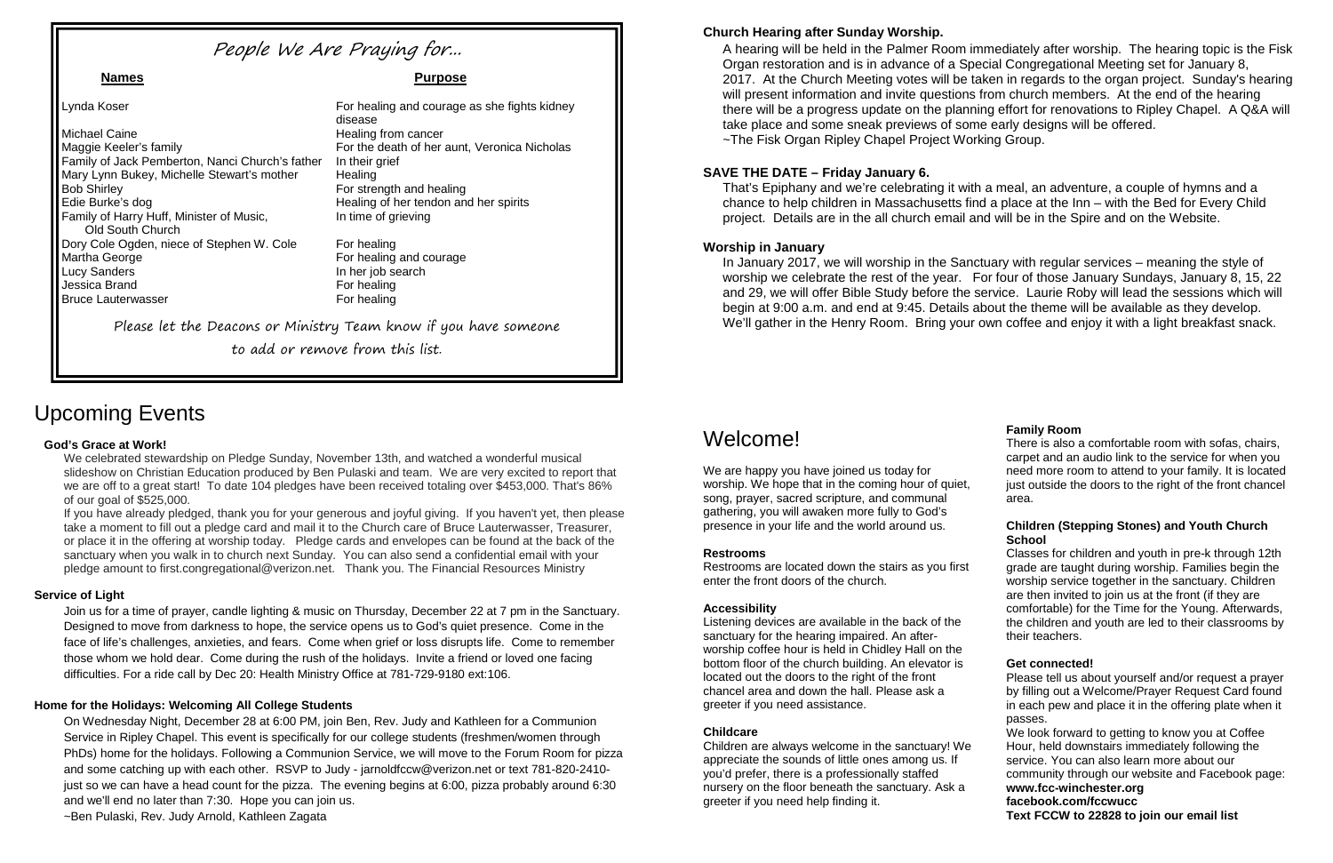## People We Are Praying for...

| Names | Purpose |
|---|---|
| Lynda Koser | For healing and courage as she fights kidney disease |
| Michael Caine | Healing from cancer |
| Maggie Keeler's family | For the death of her aunt, Veronica Nicholas |
| Family of Jack Pemberton, Nanci Church's father | In their grief |
| Mary Lynn Bukey, Michelle Stewart's mother | Healing |
| Bob Shirley | For strength and healing |
| Edie Burke's dog | Healing of her tendon and her spirits |
| Family of Harry Huff, Minister of Music, Old South Church | In time of grieving |
| Dory Cole Ogden, niece of Stephen W. Cole | For healing |
| Martha George | For healing and courage |
| Lucy Sanders | In her job search |
| Jessica Brand | For healing |
| Bruce Lauterwasser | For healing |

*Please let the Deacons or Ministry Team know if you have someone to add or remove from this list.*

# Upcoming Events

**God's Grace at Work!**

We celebrated stewardship on Pledge Sunday, November 13th, and watched a wonderful musical slideshow on Christian Education produced by Ben Pulaski and team. We are very excited to report that we are off to a great start! To date 104 pledges have been received totaling over $453,000. That's 86% of our goal of $525,000.

If you have already pledged, thank you for your generous and joyful giving. If you haven't yet, then please take a moment to fill out a pledge card and mail it to the Church care of Bruce Lauterwasser, Treasurer, or place it in the offering at worship today. Pledge cards and envelopes can be found at the back of the sanctuary when you walk in to church next Sunday. You can also send a confidential email with your pledge amount to first.congregational@verizon.net. Thank you. The Financial Resources Ministry

**Service of Light**

Join us for a time of prayer, candle lighting & music on Thursday, December 22 at 7 pm in the Sanctuary. Designed to move from darkness to hope, the service opens us to God's quiet presence. Come in the face of life's challenges, anxieties, and fears. Come when grief or loss disrupts life. Come to remember those whom we hold dear. Come during the rush of the holidays. Invite a friend or loved one facing difficulties. For a ride call by Dec 20: Health Ministry Office at 781-729-9180 ext:106.

**Home for the Holidays: Welcoming All College Students**

On Wednesday Night, December 28 at 6:00 PM, join Ben, Rev. Judy and Kathleen for a Communion Service in Ripley Chapel. This event is specifically for our college students (freshmen/women through PhDs) home for the holidays. Following a Communion Service, we will move to the Forum Room for pizza and some catching up with each other. RSVP to Judy - jarnoldfccw@verizon.net or text 781-820-2410- just so we can have a head count for the pizza. The evening begins at 6:00, pizza probably around 6:30 and we'll end no later than 7:30. Hope you can join us.

~Ben Pulaski, Rev. Judy Arnold, Kathleen Zagata

**Church Hearing after Sunday Worship.**

A hearing will be held in the Palmer Room immediately after worship. The hearing topic is the Fisk Organ restoration and is in advance of a Special Congregational Meeting set for January 8, 2017. At the Church Meeting votes will be taken in regards to the organ project. Sunday's hearing will present information and invite questions from church members. At the end of the hearing there will be a progress update on the planning effort for renovations to Ripley Chapel. A Q&A will take place and some sneak previews of some early designs will be offered.

~The Fisk Organ Ripley Chapel Project Working Group.

**SAVE THE DATE – Friday January 6.**

That's Epiphany and we're celebrating it with a meal, an adventure, a couple of hymns and a chance to help children in Massachusetts find a place at the Inn – with the Bed for Every Child project. Details are in the all church email and will be in the Spire and on the Website.

**Worship in January**

In January 2017, we will worship in the Sanctuary with regular services – meaning the style of worship we celebrate the rest of the year. For four of those January Sundays, January 8, 15, 22 and 29, we will offer Bible Study before the service. Laurie Roby will lead the sessions which will begin at 9:00 a.m. and end at 9:45. Details about the theme will be available as they develop. We'll gather in the Henry Room. Bring your own coffee and enjoy it with a light breakfast snack.

# Welcome!

We are happy you have joined us today for worship. We hope that in the coming hour of quiet, song, prayer, sacred scripture, and communal gathering, you will awaken more fully to God's presence in your life and the world around us.

**Restrooms**

Restrooms are located down the stairs as you first enter the front doors of the church.

**Accessibility**

Listening devices are available in the back of the sanctuary for the hearing impaired. An after-worship coffee hour is held in Chidley Hall on the bottom floor of the church building. An elevator is located out the doors to the right of the front chancel area and down the hall. Please ask a greeter if you need assistance.

**Childcare**

Children are always welcome in the sanctuary! We appreciate the sounds of little ones among us. If you'd prefer, there is a professionally staffed nursery on the floor beneath the sanctuary. Ask a greeter if you need help finding it.

**Family Room**

There is also a comfortable room with sofas, chairs, carpet and an audio link to the service for when you need more room to attend to your family. It is located just outside the doors to the right of the front chancel area.

**Children (Stepping Stones) and Youth Church School**

Classes for children and youth in pre-k through 12th grade are taught during worship. Families begin the worship service together in the sanctuary. Children are then invited to join us at the front (if they are comfortable) for the Time for the Young. Afterwards, the children and youth are led to their classrooms by their teachers.

**Get connected!**

Please tell us about yourself and/or request a prayer by filling out a Welcome/Prayer Request Card found in each pew and place it in the offering plate when it passes.

We look forward to getting to know you at Coffee Hour, held downstairs immediately following the service. You can also learn more about our community through our website and Facebook page:

**www.fcc-winchester.org**
**facebook.com/fccwucc**
**Text FCCW to 22828 to join our email list**